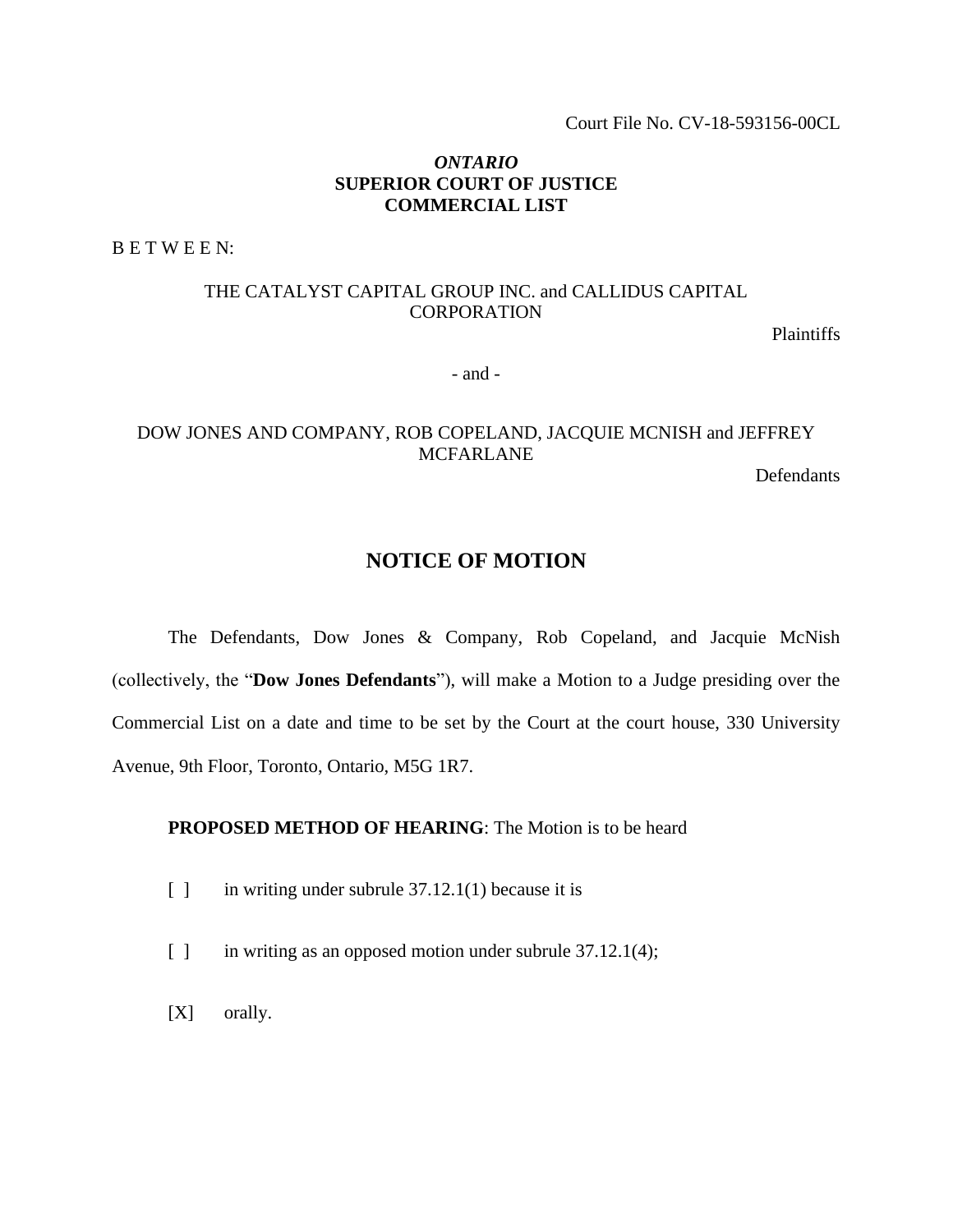Court File No. CV-18-593156-00CL

***ONTARIO***
**SUPERIOR COURT OF JUSTICE**
**COMMERCIAL LIST**

B E T W E E N:

THE CATALYST CAPITAL GROUP INC. and CALLIDUS CAPITAL CORPORATION

Plaintiffs

- and -

DOW JONES AND COMPANY, ROB COPELAND, JACQUIE MCNISH and JEFFREY MCFARLANE

Defendants

# NOTICE OF MOTION

The Defendants, Dow Jones & Company, Rob Copeland, and Jacquie McNish (collectively, the "**Dow Jones Defendants**"), will make a Motion to a Judge presiding over the Commercial List on a date and time to be set by the Court at the court house, 330 University Avenue, 9th Floor, Toronto, Ontario, M5G 1R7.

**PROPOSED METHOD OF HEARING**: The Motion is to be heard

[ ] in writing under subrule 37.12.1(1) because it is

[ ] in writing as an opposed motion under subrule 37.12.1(4);

[X] orally.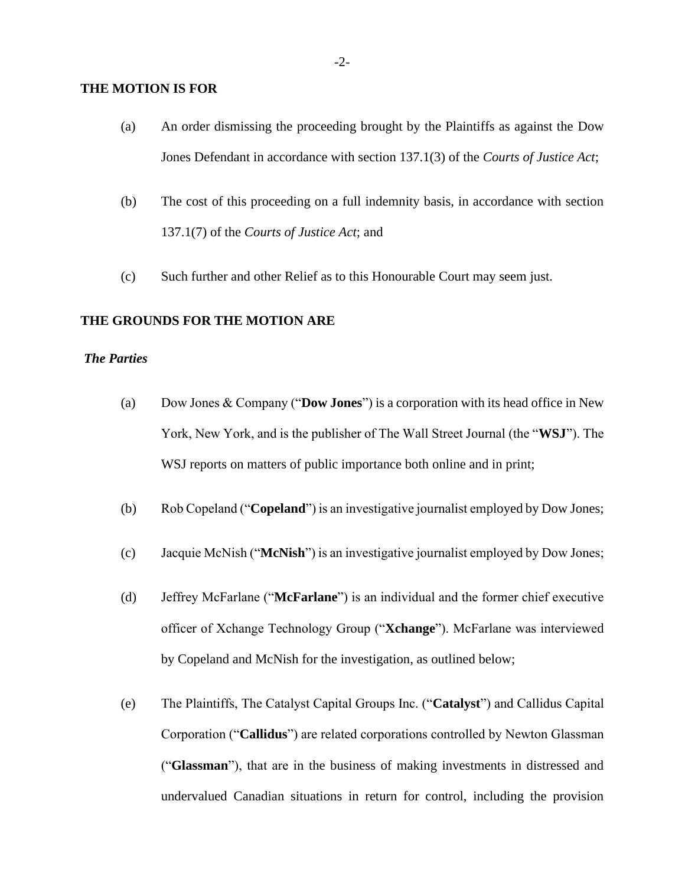**THE MOTION IS FOR**

(a) An order dismissing the proceeding brought by the Plaintiffs as against the Dow Jones Defendant in accordance with section 137.1(3) of the *Courts of Justice Act*;

(b) The cost of this proceeding on a full indemnity basis, in accordance with section 137.1(7) of the *Courts of Justice Act*; and

(c) Such further and other Relief as to this Honourable Court may seem just.

**THE GROUNDS FOR THE MOTION ARE**

***The Parties***

(a) Dow Jones & Company ("**Dow Jones**") is a corporation with its head office in New York, New York, and is the publisher of The Wall Street Journal (the "**WSJ**"). The WSJ reports on matters of public importance both online and in print;

(b) Rob Copeland ("**Copeland**") is an investigative journalist employed by Dow Jones;

(c) Jacquie McNish ("**McNish**") is an investigative journalist employed by Dow Jones;

(d) Jeffrey McFarlane ("**McFarlane**") is an individual and the former chief executive officer of Xchange Technology Group ("**Xchange**"). McFarlane was interviewed by Copeland and McNish for the investigation, as outlined below;

(e) The Plaintiffs, The Catalyst Capital Groups Inc. ("**Catalyst**") and Callidus Capital Corporation ("**Callidus**") are related corporations controlled by Newton Glassman ("**Glassman**"), that are in the business of making investments in distressed and undervalued Canadian situations in return for control, including the provision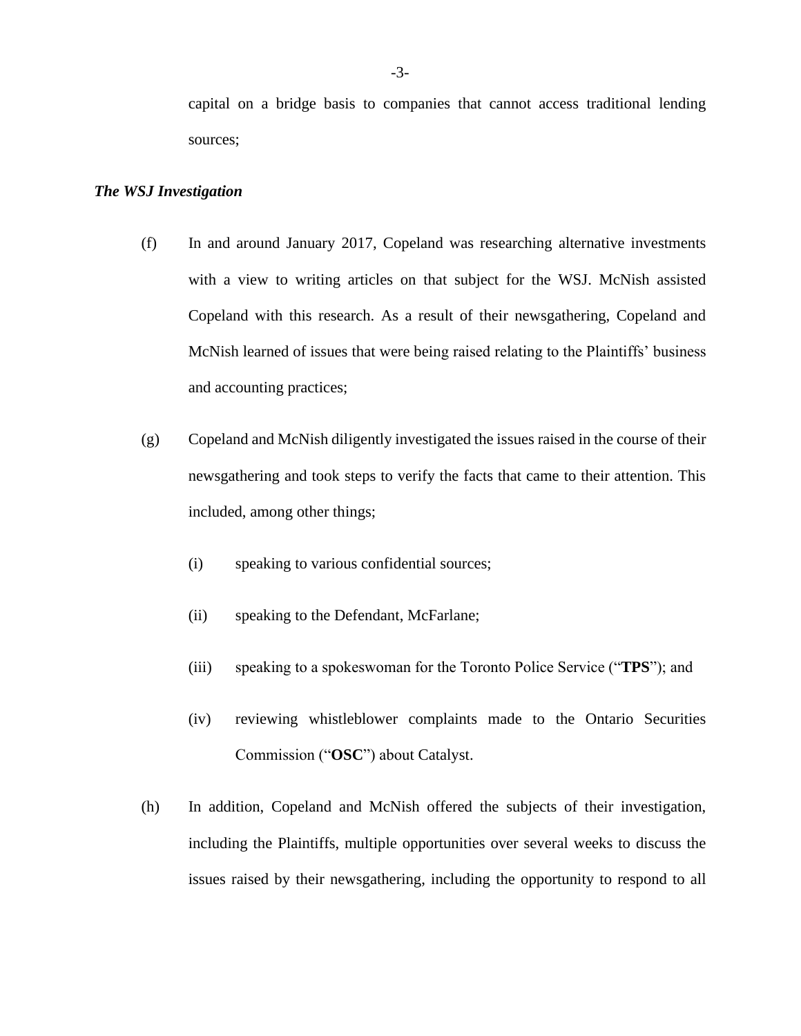capital on a bridge basis to companies that cannot access traditional lending sources;

***The WSJ Investigation***

(f) In and around January 2017, Copeland was researching alternative investments with a view to writing articles on that subject for the WSJ. McNish assisted Copeland with this research. As a result of their newsgathering, Copeland and McNish learned of issues that were being raised relating to the Plaintiffs' business and accounting practices;

(g) Copeland and McNish diligently investigated the issues raised in the course of their newsgathering and took steps to verify the facts that came to their attention. This included, among other things;

  (i) speaking to various confidential sources;

  (ii) speaking to the Defendant, McFarlane;

  (iii) speaking to a spokeswoman for the Toronto Police Service ("**TPS**"); and

  (iv) reviewing whistleblower complaints made to the Ontario Securities Commission ("**OSC**") about Catalyst.

(h) In addition, Copeland and McNish offered the subjects of their investigation, including the Plaintiffs, multiple opportunities over several weeks to discuss the issues raised by their newsgathering, including the opportunity to respond to all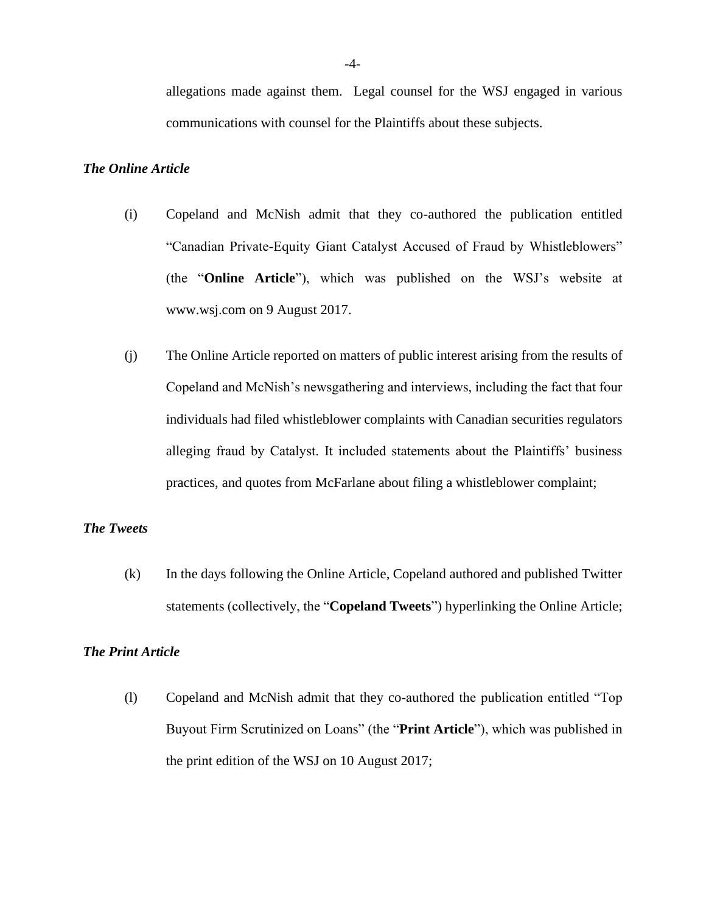allegations made against them. Legal counsel for the WSJ engaged in various communications with counsel for the Plaintiffs about these subjects.

***The Online Article***

(i) Copeland and McNish admit that they co-authored the publication entitled "Canadian Private-Equity Giant Catalyst Accused of Fraud by Whistleblowers" (the "**Online Article**"), which was published on the WSJ's website at www.wsj.com on 9 August 2017.

(j) The Online Article reported on matters of public interest arising from the results of Copeland and McNish's newsgathering and interviews, including the fact that four individuals had filed whistleblower complaints with Canadian securities regulators alleging fraud by Catalyst. It included statements about the Plaintiffs' business practices, and quotes from McFarlane about filing a whistleblower complaint;

***The Tweets***

(k) In the days following the Online Article, Copeland authored and published Twitter statements (collectively, the "**Copeland Tweets**") hyperlinking the Online Article;

***The Print Article***

(l) Copeland and McNish admit that they co-authored the publication entitled "Top Buyout Firm Scrutinized on Loans" (the "**Print Article**"), which was published in the print edition of the WSJ on 10 August 2017;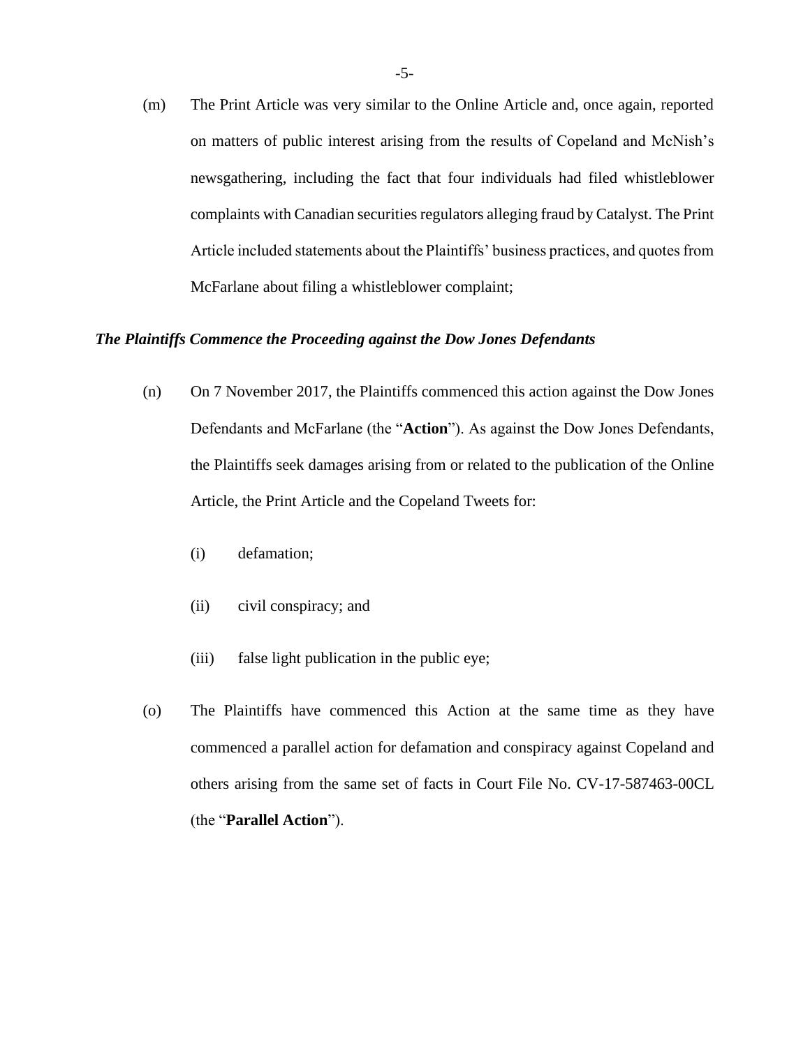(m) The Print Article was very similar to the Online Article and, once again, reported on matters of public interest arising from the results of Copeland and McNish's newsgathering, including the fact that four individuals had filed whistleblower complaints with Canadian securities regulators alleging fraud by Catalyst. The Print Article included statements about the Plaintiffs' business practices, and quotes from McFarlane about filing a whistleblower complaint;

***The Plaintiffs Commence the Proceeding against the Dow Jones Defendants***

(n) On 7 November 2017, the Plaintiffs commenced this action against the Dow Jones Defendants and McFarlane (the "**Action**"). As against the Dow Jones Defendants, the Plaintiffs seek damages arising from or related to the publication of the Online Article, the Print Article and the Copeland Tweets for:

(i) defamation;

(ii) civil conspiracy; and

(iii) false light publication in the public eye;

(o) The Plaintiffs have commenced this Action at the same time as they have commenced a parallel action for defamation and conspiracy against Copeland and others arising from the same set of facts in Court File No. CV-17-587463-00CL (the "**Parallel Action**").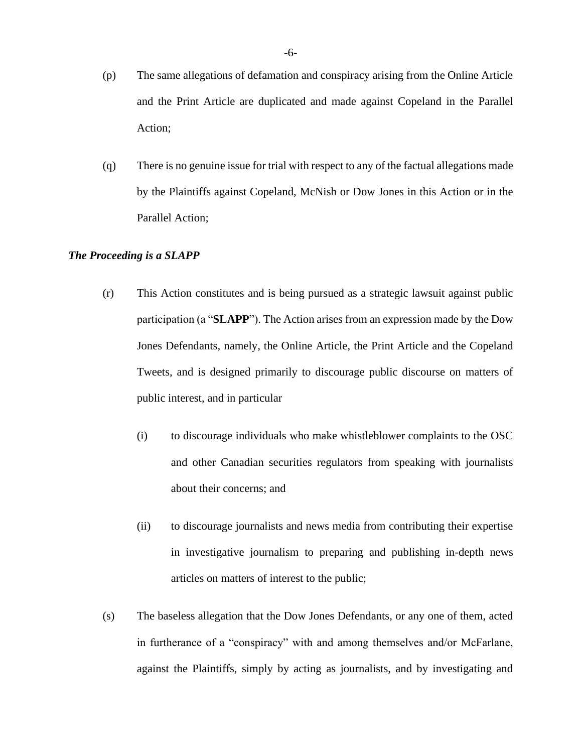(p) The same allegations of defamation and conspiracy arising from the Online Article and the Print Article are duplicated and made against Copeland in the Parallel Action;

(q) There is no genuine issue for trial with respect to any of the factual allegations made by the Plaintiffs against Copeland, McNish or Dow Jones in this Action or in the Parallel Action;

***The Proceeding is a SLAPP***

(r) This Action constitutes and is being pursued as a strategic lawsuit against public participation (a "**SLAPP**"). The Action arises from an expression made by the Dow Jones Defendants, namely, the Online Article, the Print Article and the Copeland Tweets, and is designed primarily to discourage public discourse on matters of public interest, and in particular

(i) to discourage individuals who make whistleblower complaints to the OSC and other Canadian securities regulators from speaking with journalists about their concerns; and

(ii) to discourage journalists and news media from contributing their expertise in investigative journalism to preparing and publishing in-depth news articles on matters of interest to the public;

(s) The baseless allegation that the Dow Jones Defendants, or any one of them, acted in furtherance of a "conspiracy" with and among themselves and/or McFarlane, against the Plaintiffs, simply by acting as journalists, and by investigating and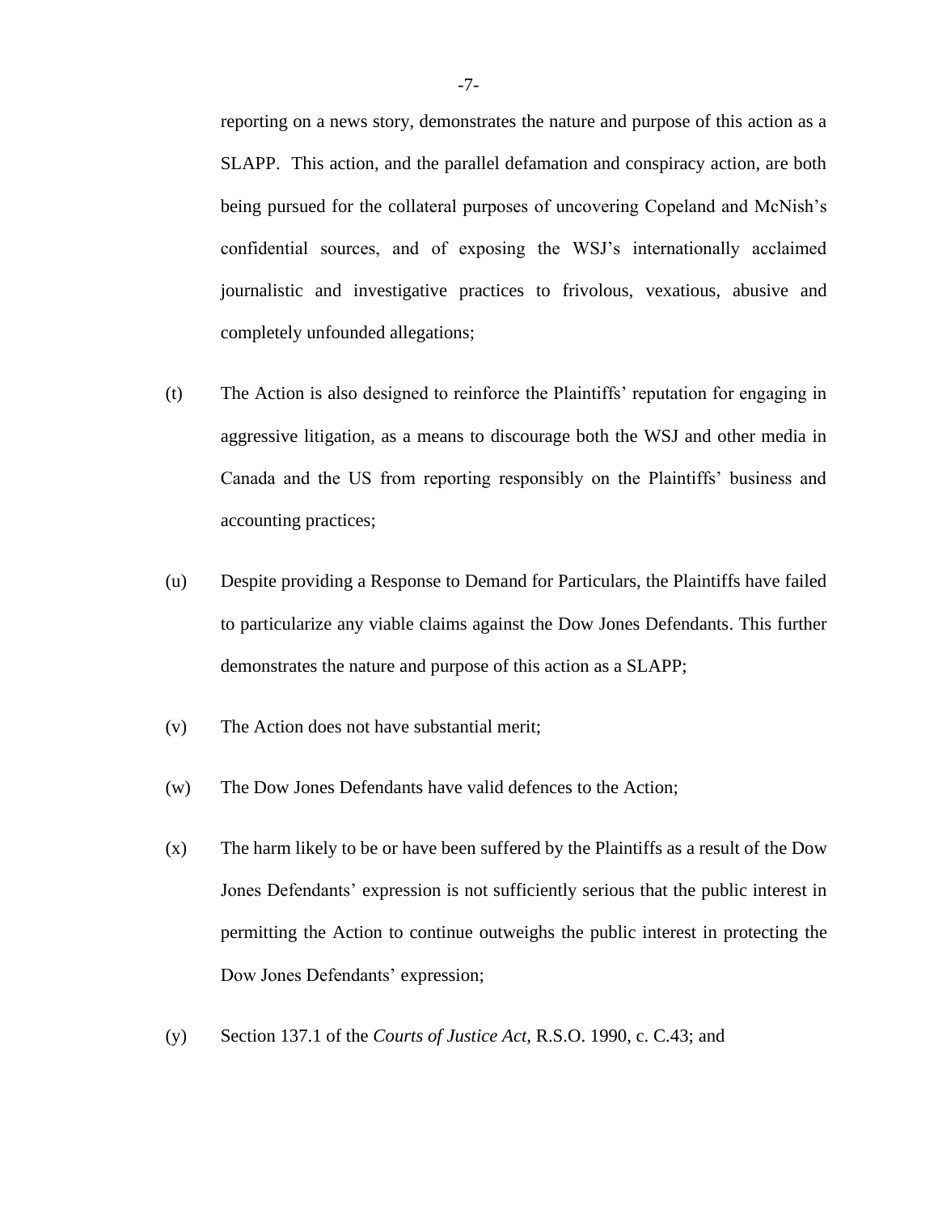reporting on a news story, demonstrates the nature and purpose of this action as a SLAPP. This action, and the parallel defamation and conspiracy action, are both being pursued for the collateral purposes of uncovering Copeland and McNish's confidential sources, and of exposing the WSJ's internationally acclaimed journalistic and investigative practices to frivolous, vexatious, abusive and completely unfounded allegations;

(t) The Action is also designed to reinforce the Plaintiffs' reputation for engaging in aggressive litigation, as a means to discourage both the WSJ and other media in Canada and the US from reporting responsibly on the Plaintiffs' business and accounting practices;

(u) Despite providing a Response to Demand for Particulars, the Plaintiffs have failed to particularize any viable claims against the Dow Jones Defendants. This further demonstrates the nature and purpose of this action as a SLAPP;

(v) The Action does not have substantial merit;

(w) The Dow Jones Defendants have valid defences to the Action;

(x) The harm likely to be or have been suffered by the Plaintiffs as a result of the Dow Jones Defendants' expression is not sufficiently serious that the public interest in permitting the Action to continue outweighs the public interest in protecting the Dow Jones Defendants' expression;

(y) Section 137.1 of the *Courts of Justice Act*, R.S.O. 1990, c. C.43; and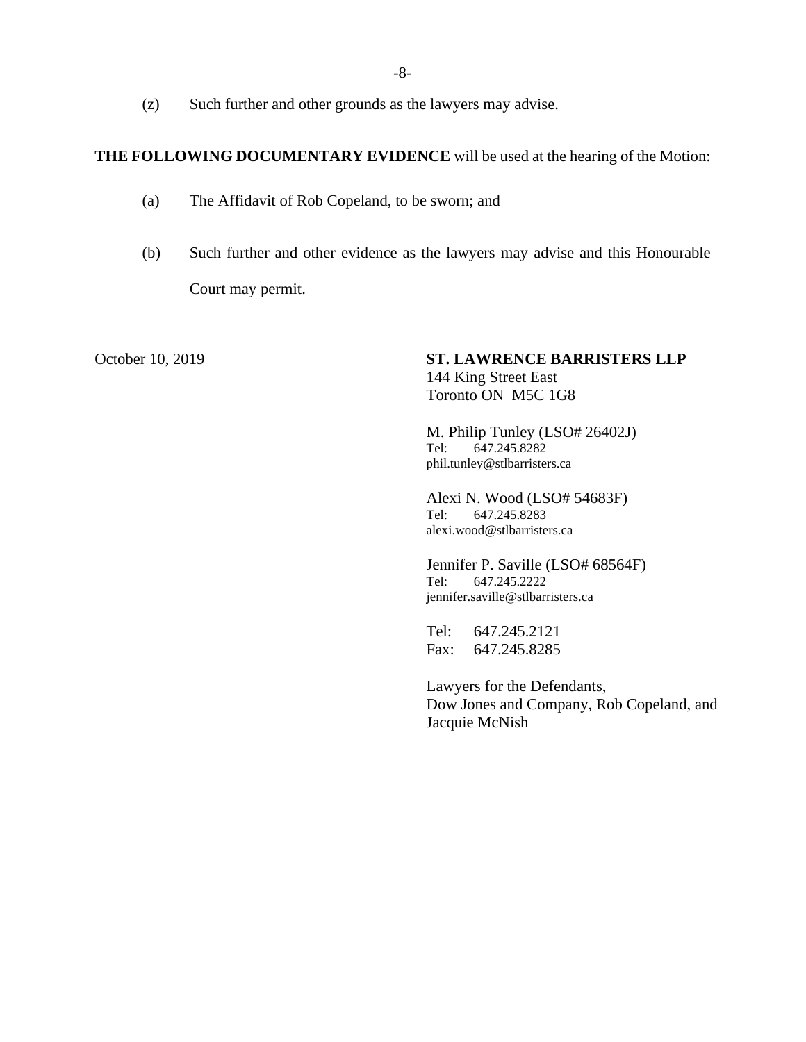(z) Such further and other grounds as the lawyers may advise.

**THE FOLLOWING DOCUMENTARY EVIDENCE** will be used at the hearing of the Motion:

(a) The Affidavit of Rob Copeland, to be sworn; and

(b) Such further and other evidence as the lawyers may advise and this Honourable Court may permit.

October 10, 2019

**ST. LAWRENCE BARRISTERS LLP**
144 King Street East
Toronto ON M5C 1G8

M. Philip Tunley (LSO# 26402J)
Tel: 647.245.8282
phil.tunley@stlbarristers.ca

Alexi N. Wood (LSO# 54683F)
Tel: 647.245.8283
alexi.wood@stlbarristers.ca

Jennifer P. Saville (LSO# 68564F)
Tel: 647.245.2222
jennifer.saville@stlbarristers.ca

Tel: 647.245.2121
Fax: 647.245.8285

Lawyers for the Defendants,
Dow Jones and Company, Rob Copeland, and Jacquie McNish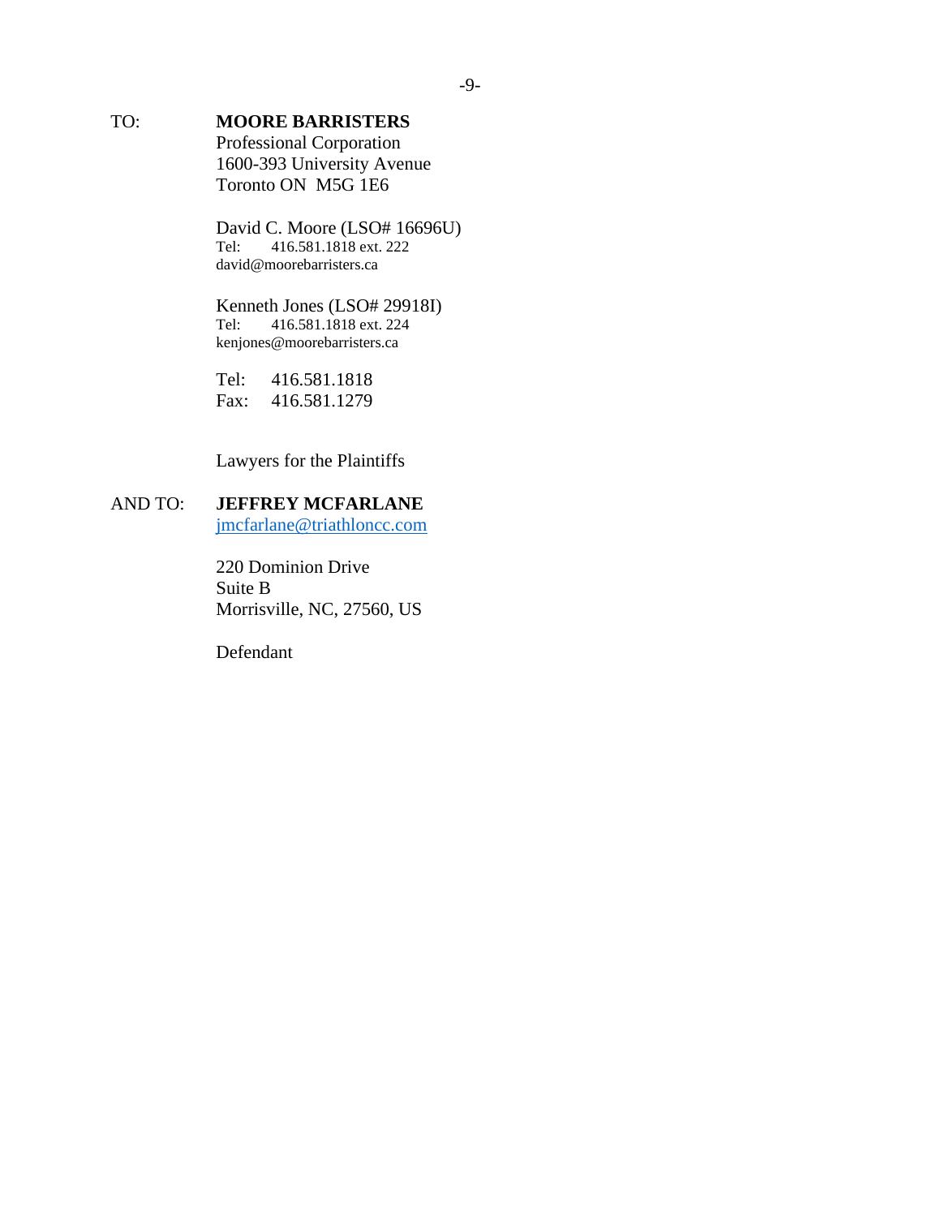TO: **MOORE BARRISTERS**
Professional Corporation
1600-393 University Avenue
Toronto ON M5G 1E6

David C. Moore (LSO# 16696U)
Tel: 416.581.1818 ext. 222
david@moorebarristers.ca

Kenneth Jones (LSO# 29918I)
Tel: 416.581.1818 ext. 224
kenjones@moorebarristers.ca

Tel: 416.581.1818
Fax: 416.581.1279

Lawyers for the Plaintiffs

AND TO: **JEFFREY MCFARLANE**
jmcfarlane@triathloncc.com

220 Dominion Drive
Suite B
Morrisville, NC, 27560, US

Defendant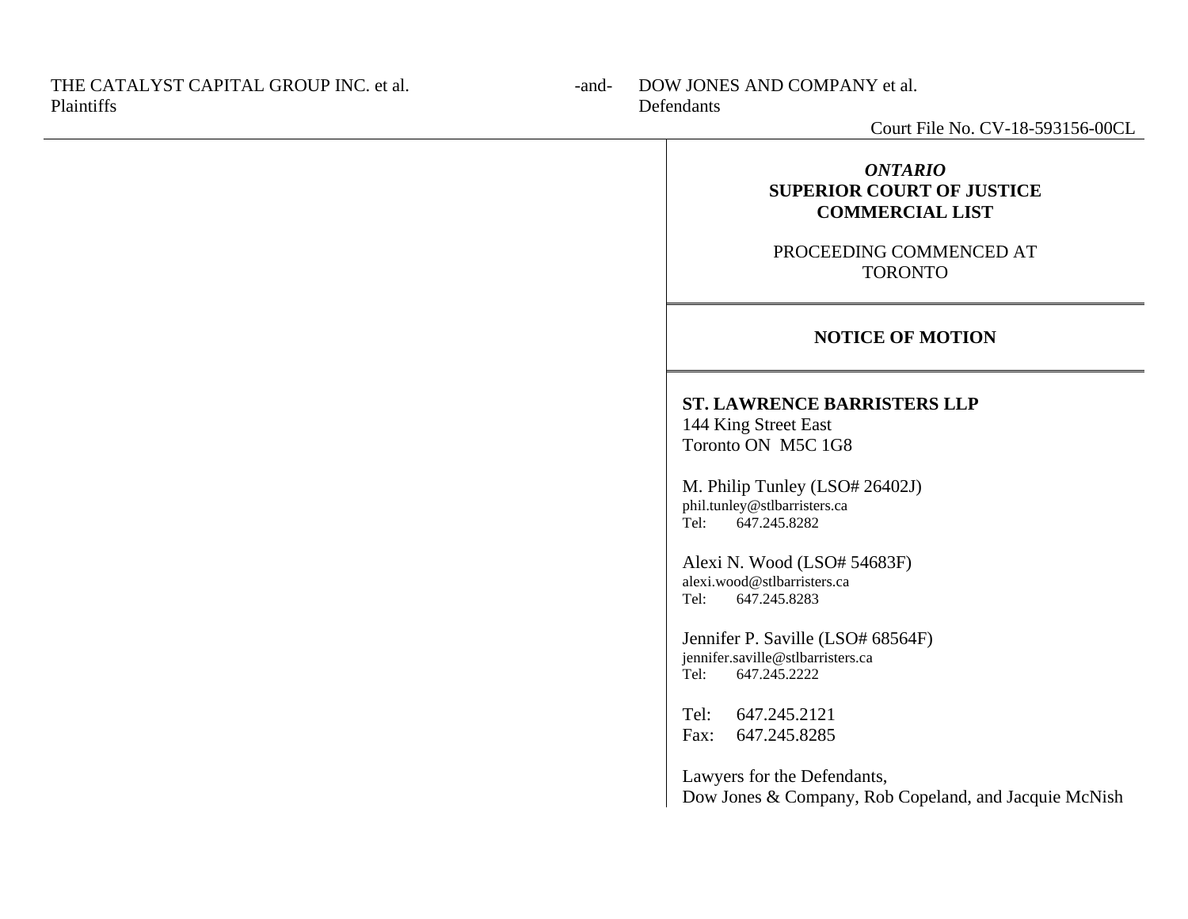THE CATALYST CAPITAL GROUP INC. et al.
Plaintiffs

-and-

DOW JONES AND COMPANY et al.
Defendants

Court File No. CV-18-593156-00CL

***ONTARIO***
**SUPERIOR COURT OF JUSTICE**
**COMMERCIAL LIST**

PROCEEDING COMMENCED AT
TORONTO

**NOTICE OF MOTION**

**ST. LAWRENCE BARRISTERS LLP**
144 King Street East
Toronto ON M5C 1G8

M. Philip Tunley (LSO# 26402J)
phil.tunley@stlbarristers.ca
Tel: 647.245.8282

Alexi N. Wood (LSO# 54683F)
alexi.wood@stlbarristers.ca
Tel: 647.245.8283

Jennifer P. Saville (LSO# 68564F)
jennifer.saville@stlbarristers.ca
Tel: 647.245.2222

Tel: 647.245.2121
Fax: 647.245.8285

Lawyers for the Defendants,
Dow Jones & Company, Rob Copeland, and Jacquie McNish